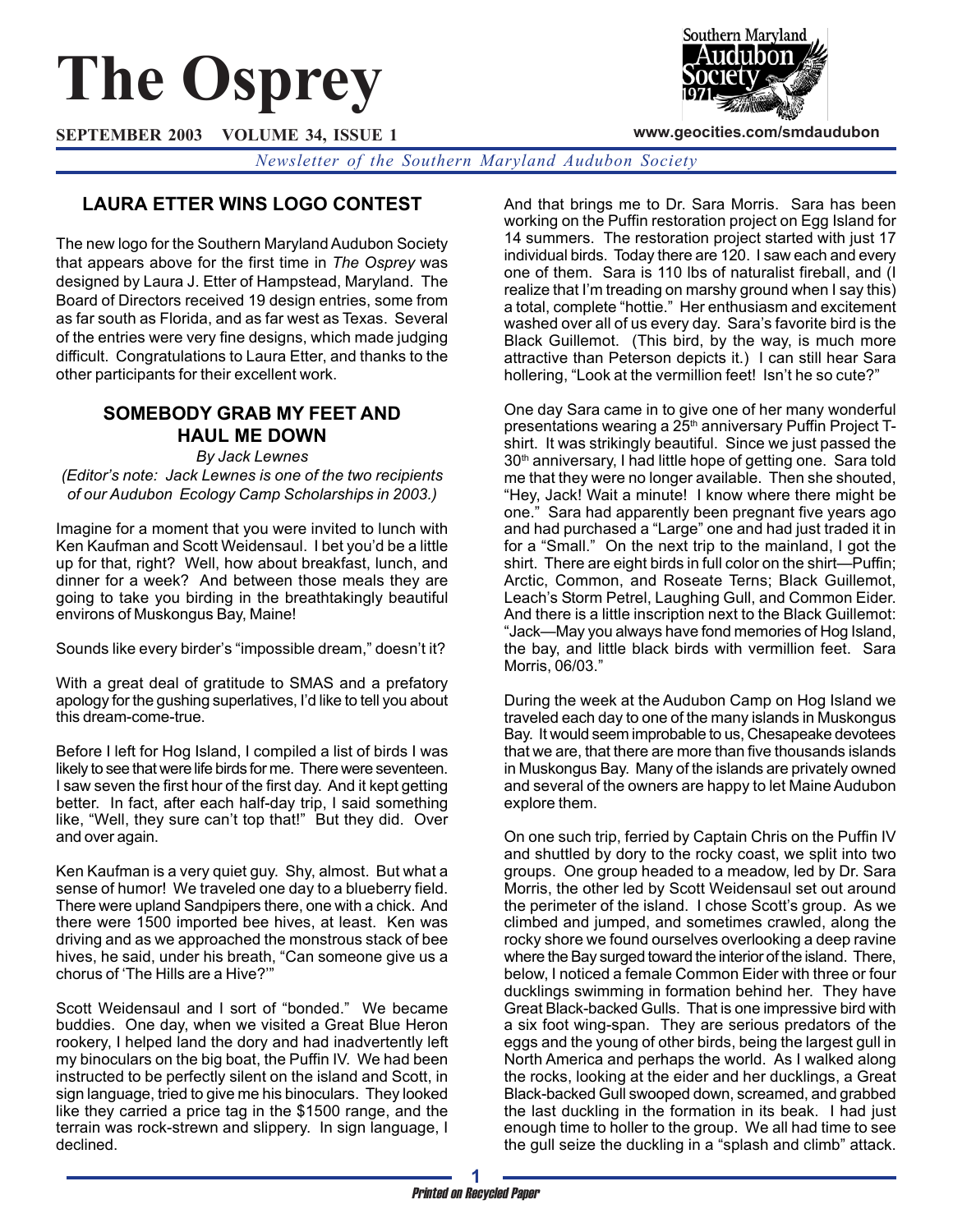# The Osprey

**SEPTEMBER 2003 VOLUME 34, ISSUE 1**

www.geocities.com/smdaudubon

*Newsletter of the Southern Maryland Audubon Society*

## LAURA ETTER WINS LOGO CONTEST

The new logo for the Southern Maryland Audubon Society that appears above for the first time in *The Osprey* was designed by Laura J. Etter of Hampstead, Maryland. The Board of Directors received 19 design entries, some from as far south as Florida, and as far west as Texas. Several of the entries were very fine designs, which made judging difficult. Congratulations to Laura Etter, and thanks to the other participants for their excellent work.

## SOMEBODY GRAB MY FEET AND HAUL ME DOWN

*By Jack Lewnes*

*(Editor's note: Jack Lewnes is one of the two recipients of our Audubon Ecology Camp Scholarships in 2003.)*

Imagine for a moment that you were invited to lunch with Ken Kaufman and Scott Weidensaul. I bet you'd be a little up for that, right? Well, how about breakfast, lunch, and dinner for a week? And between those meals they are going to take you birding in the breathtakingly beautiful environs of Muskongus Bay, Maine!

Sounds like every birder's "impossible dream," doesn't it?

With a great deal of gratitude to SMAS and a prefatory apology for the gushing superlatives, I'd like to tell you about this dream-come-true.

Before I left for Hog Island, I compiled a list of birds I was likely to see that were life birds for me. There were seventeen. I saw seven the first hour of the first day. And it kept getting better. In fact, after each half-day trip, I said something like, "Well, they sure can't top that!" But they did. Over and over again.

Ken Kaufman is a very quiet guy. Shy, almost. But what a sense of humor! We traveled one day to a blueberry field. There were upland Sandpipers there, one with a chick. And there were 1500 imported bee hives, at least. Ken was driving and as we approached the monstrous stack of bee hives, he said, under his breath, "Can someone give us a chorus of 'The Hills are a Hive?'"

Scott Weidensaul and I sort of "bonded." We became buddies. One day, when we visited a Great Blue Heron rookery, I helped land the dory and had inadvertently left my binoculars on the big boat, the Puffin IV. We had been instructed to be perfectly silent on the island and Scott, in sign language, tried to give me his binoculars. They looked like they carried a price tag in the $1500 range, and the terrain was rock-strewn and slippery. In sign language, I declined.

And that brings me to Dr. Sara Morris. Sara has been working on the Puffin restoration project on Egg Island for 14 summers. The restoration project started with just 17 individual birds. Today there are 120. I saw each and every one of them. Sara is 110 lbs of naturalist fireball, and (I realize that I'm treading on marshy ground when I say this) a total, complete "hottie." Her enthusiasm and excitement washed over all of us every day. Sara's favorite bird is the Black Guillemot. (This bird, by the way, is much more attractive than Peterson depicts it.) I can still hear Sara hollering, "Look at the vermillion feet! Isn't he so cute?"

One day Sara came in to give one of her many wonderful presentations wearing a 25th anniversary Puffin Project T-shirt. It was strikingly beautiful. Since we just passed the 30th anniversary, I had little hope of getting one. Sara told me that they were no longer available. Then she shouted, "Hey, Jack! Wait a minute! I know where there might be one." Sara had apparently been pregnant five years ago and had purchased a "Large" one and had just traded it in for a "Small." On the next trip to the mainland, I got the shirt. There are eight birds in full color on the shirt—Puffin; Arctic, Common, and Roseate Terns; Black Guillemot, Leach's Storm Petrel, Laughing Gull, and Common Eider. And there is a little inscription next to the Black Guillemot: "Jack—May you always have fond memories of Hog Island, the bay, and little black birds with vermillion feet. Sara Morris, 06/03."

During the week at the Audubon Camp on Hog Island we traveled each day to one of the many islands in Muskongus Bay. It would seem improbable to us, Chesapeake devotees that we are, that there are more than five thousands islands in Muskongus Bay. Many of the islands are privately owned and several of the owners are happy to let Maine Audubon explore them.

On one such trip, ferried by Captain Chris on the Puffin IV and shuttled by dory to the rocky coast, we split into two groups. One group headed to a meadow, led by Dr. Sara Morris, the other led by Scott Weidensaul set out around the perimeter of the island. I chose Scott's group. As we climbed and jumped, and sometimes crawled, along the rocky shore we found ourselves overlooking a deep ravine where the Bay surged toward the interior of the island. There, below, I noticed a female Common Eider with three or four ducklings swimming in formation behind her. They have Great Black-backed Gulls. That is one impressive bird with a six foot wing-span. They are serious predators of the eggs and the young of other birds, being the largest gull in North America and perhaps the world. As I walked along the rocks, looking at the eider and her ducklings, a Great Black-backed Gull swooped down, screamed, and grabbed the last duckling in the formation in its beak. I had just enough time to holler to the group. We all had time to see the gull seize the duckling in a "splash and climb" attack.

*Printed on Recycled Paper*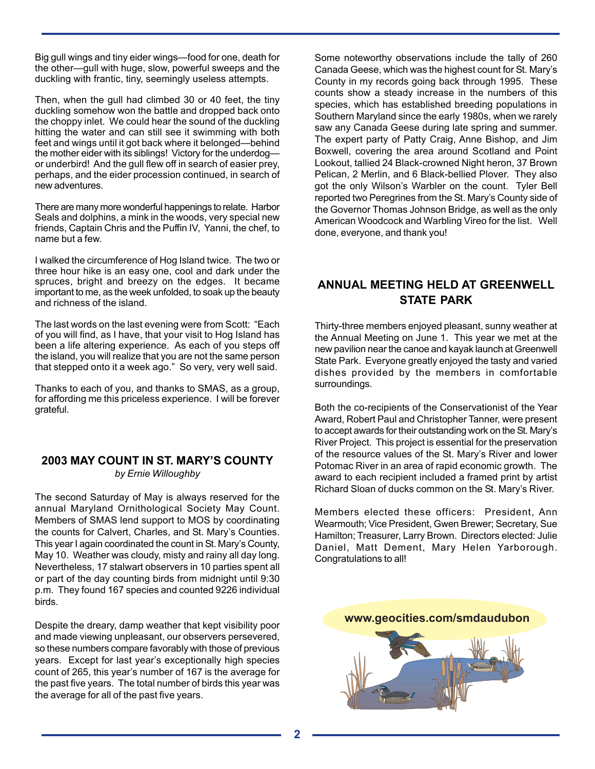Big gull wings and tiny eider wings—food for one, death for the other—gull with huge, slow, powerful sweeps and the duckling with frantic, tiny, seemingly useless attempts.

Then, when the gull had climbed 30 or 40 feet, the tiny duckling somehow won the battle and dropped back onto the choppy inlet. We could hear the sound of the duckling hitting the water and can still see it swimming with both feet and wings until it got back where it belonged—behind the mother eider with its siblings! Victory for the underdog—or underbird! And the gull flew off in search of easier prey, perhaps, and the eider procession continued, in search of new adventures.

There are many more wonderful happenings to relate. Harbor Seals and dolphins, a mink in the woods, very special new friends, Captain Chris and the Puffin IV, Yanni, the chef, to name but a few.

I walked the circumference of Hog Island twice. The two or three hour hike is an easy one, cool and dark under the spruces, bright and breezy on the edges. It became important to me, as the week unfolded, to soak up the beauty and richness of the island.

The last words on the last evening were from Scott: "Each of you will find, as I have, that your visit to Hog Island has been a life altering experience. As each of you steps off the island, you will realize that you are not the same person that stepped onto it a week ago." So very, very well said.

Thanks to each of you, and thanks to SMAS, as a group, for affording me this priceless experience. I will be forever grateful.

## 2003 MAY COUNT IN ST. MARY'S COUNTY

*by Ernie Willoughby*

The second Saturday of May is always reserved for the annual Maryland Ornithological Society May Count. Members of SMAS lend support to MOS by coordinating the counts for Calvert, Charles, and St. Mary's Counties. This year I again coordinated the count in St. Mary's County, May 10. Weather was cloudy, misty and rainy all day long. Nevertheless, 17 stalwart observers in 10 parties spent all or part of the day counting birds from midnight until 9:30 p.m. They found 167 species and counted 9226 individual birds.

Despite the dreary, damp weather that kept visibility poor and made viewing unpleasant, our observers persevered, so these numbers compare favorably with those of previous years. Except for last year's exceptionally high species count of 265, this year's number of 167 is the average for the past five years. The total number of birds this year was the average for all of the past five years.

Some noteworthy observations include the tally of 260 Canada Geese, which was the highest count for St. Mary's County in my records going back through 1995. These counts show a steady increase in the numbers of this species, which has established breeding populations in Southern Maryland since the early 1980s, when we rarely saw any Canada Geese during late spring and summer. The expert party of Patty Craig, Anne Bishop, and Jim Boxwell, covering the area around Scotland and Point Lookout, tallied 24 Black-crowned Night heron, 37 Brown Pelican, 2 Merlin, and 6 Black-bellied Plover. They also got the only Wilson's Warbler on the count. Tyler Bell reported two Peregrines from the St. Mary's County side of the Governor Thomas Johnson Bridge, as well as the only American Woodcock and Warbling Vireo for the list. Well done, everyone, and thank you!

## ANNUAL MEETING HELD AT GREENWELL STATE PARK

Thirty-three members enjoyed pleasant, sunny weather at the Annual Meeting on June 1. This year we met at the new pavilion near the canoe and kayak launch at Greenwell State Park. Everyone greatly enjoyed the tasty and varied dishes provided by the members in comfortable surroundings.

Both the co-recipients of the Conservationist of the Year Award, Robert Paul and Christopher Tanner, were present to accept awards for their outstanding work on the St. Mary's River Project. This project is essential for the preservation of the resource values of the St. Mary's River and lower Potomac River in an area of rapid economic growth. The award to each recipient included a framed print by artist Richard Sloan of ducks common on the St. Mary's River.

Members elected these officers: President, Ann Wearmouth; Vice President, Gwen Brewer; Secretary, Sue Hamilton; Treasurer, Larry Brown. Directors elected: Julie Daniel, Matt Dement, Mary Helen Yarborough. Congratulations to all!

**www.geocities.com/smdaudubon**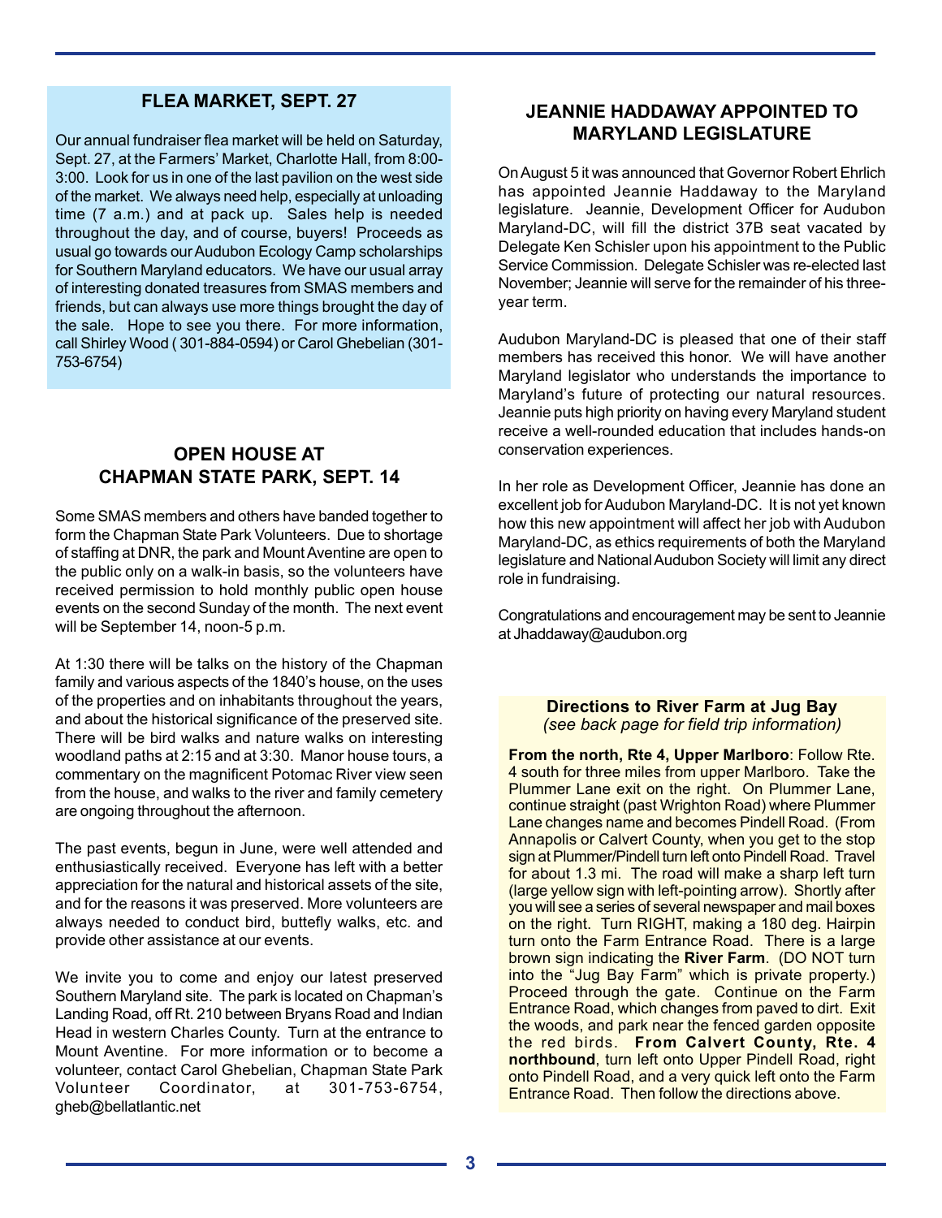## FLEA MARKET, SEPT. 27

Our annual fundraiser flea market will be held on Saturday, Sept. 27, at the Farmers' Market, Charlotte Hall, from 8:00-3:00. Look for us in one of the last pavilion on the west side of the market. We always need help, especially at unloading time (7 a.m.) and at pack up. Sales help is needed throughout the day, and of course, buyers! Proceeds as usual go towards our Audubon Ecology Camp scholarships for Southern Maryland educators. We have our usual array of interesting donated treasures from SMAS members and friends, but can always use more things brought the day of the sale. Hope to see you there. For more information, call Shirley Wood ( 301-884-0594) or Carol Ghebelian (301-753-6754)

## OPEN HOUSE AT CHAPMAN STATE PARK, SEPT. 14

Some SMAS members and others have banded together to form the Chapman State Park Volunteers. Due to shortage of staffing at DNR, the park and Mount Aventine are open to the public only on a walk-in basis, so the volunteers have received permission to hold monthly public open house events on the second Sunday of the month. The next event will be September 14, noon-5 p.m.

At 1:30 there will be talks on the history of the Chapman family and various aspects of the 1840's house, on the uses of the properties and on inhabitants throughout the years, and about the historical significance of the preserved site. There will be bird walks and nature walks on interesting woodland paths at 2:15 and at 3:30. Manor house tours, a commentary on the magnificent Potomac River view seen from the house, and walks to the river and family cemetery are ongoing throughout the afternoon.

The past events, begun in June, were well attended and enthusiastically received. Everyone has left with a better appreciation for the natural and historical assets of the site, and for the reasons it was preserved. More volunteers are always needed to conduct bird, buttefly walks, etc. and provide other assistance at our events.

We invite you to come and enjoy our latest preserved Southern Maryland site. The park is located on Chapman's Landing Road, off Rt. 210 between Bryans Road and Indian Head in western Charles County. Turn at the entrance to Mount Aventine. For more information or to become a volunteer, contact Carol Ghebelian, Chapman State Park Volunteer Coordinator, at 301-753-6754, gheb@bellatlantic.net

## JEANNIE HADDAWAY APPOINTED TO MARYLAND LEGISLATURE

On August 5 it was announced that Governor Robert Ehrlich has appointed Jeannie Haddaway to the Maryland legislature. Jeannie, Development Officer for Audubon Maryland-DC, will fill the district 37B seat vacated by Delegate Ken Schisler upon his appointment to the Public Service Commission. Delegate Schisler was re-elected last November; Jeannie will serve for the remainder of his three-year term.

Audubon Maryland-DC is pleased that one of their staff members has received this honor. We will have another Maryland legislator who understands the importance to Maryland's future of protecting our natural resources. Jeannie puts high priority on having every Maryland student receive a well-rounded education that includes hands-on conservation experiences.

In her role as Development Officer, Jeannie has done an excellent job for Audubon Maryland-DC. It is not yet known how this new appointment will affect her job with Audubon Maryland-DC, as ethics requirements of both the Maryland legislature and National Audubon Society will limit any direct role in fundraising.

Congratulations and encouragement may be sent to Jeannie at Jhaddaway@audubon.org

### Directions to River Farm at Jug Bay

*(see back page for field trip information)*

**From the north, Rte 4, Upper Marlboro**: Follow Rte. 4 south for three miles from upper Marlboro. Take the Plummer Lane exit on the right. On Plummer Lane, continue straight (past Wrighton Road) where Plummer Lane changes name and becomes Pindell Road. (From Annapolis or Calvert County, when you get to the stop sign at Plummer/Pindell turn left onto Pindell Road. Travel for about 1.3 mi. The road will make a sharp left turn (large yellow sign with left-pointing arrow). Shortly after you will see a series of several newspaper and mail boxes on the right. Turn RIGHT, making a 180 deg. Hairpin turn onto the Farm Entrance Road. There is a large brown sign indicating the **River Farm**. (DO NOT turn into the "Jug Bay Farm" which is private property.) Proceed through the gate. Continue on the Farm Entrance Road, which changes from paved to dirt. Exit the woods, and park near the fenced garden opposite the red birds. **From Calvert County, Rte. 4 northbound**, turn left onto Upper Pindell Road, right onto Pindell Road, and a very quick left onto the Farm Entrance Road. Then follow the directions above.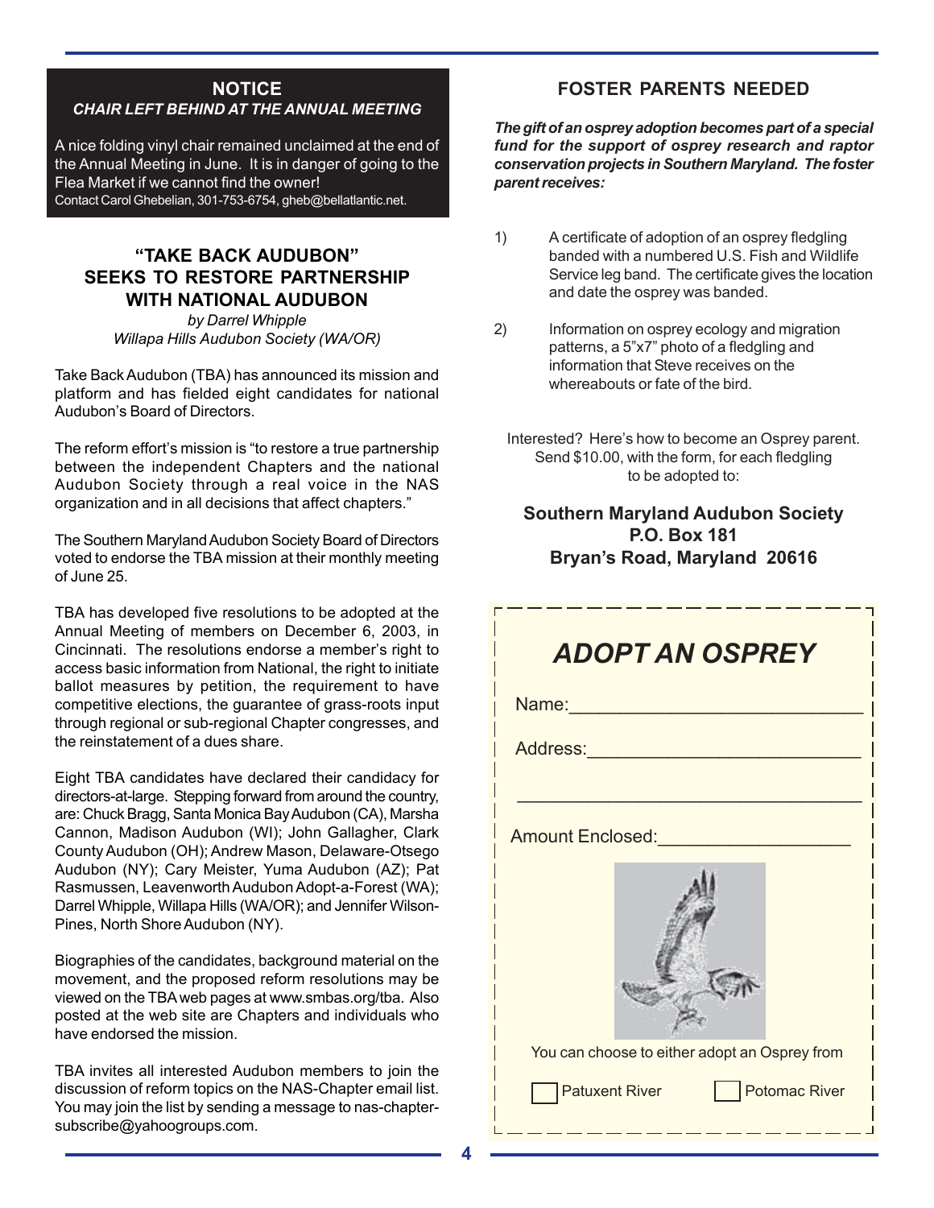## NOTICE

***CHAIR LEFT BEHIND AT THE ANNUAL MEETING***

A nice folding vinyl chair remained unclaimed at the end of the Annual Meeting in June. It is in danger of going to the Flea Market if we cannot find the owner!
Contact Carol Ghebelian, 301-753-6754, gheb@bellatlantic.net.

## "TAKE BACK AUDUBON" SEEKS TO RESTORE PARTNERSHIP WITH NATIONAL AUDUBON

*by Darrel Whipple*
*Willapa Hills Audubon Society (WA/OR)*

Take Back Audubon (TBA) has announced its mission and platform and has fielded eight candidates for national Audubon's Board of Directors.

The reform effort's mission is "to restore a true partnership between the independent Chapters and the national Audubon Society through a real voice in the NAS organization and in all decisions that affect chapters."

The Southern Maryland Audubon Society Board of Directors voted to endorse the TBA mission at their monthly meeting of June 25.

TBA has developed five resolutions to be adopted at the Annual Meeting of members on December 6, 2003, in Cincinnati. The resolutions endorse a member's right to access basic information from National, the right to initiate ballot measures by petition, the requirement to have competitive elections, the guarantee of grass-roots input through regional or sub-regional Chapter congresses, and the reinstatement of a dues share.

Eight TBA candidates have declared their candidacy for directors-at-large. Stepping forward from around the country, are: Chuck Bragg, Santa Monica Bay Audubon (CA), Marsha Cannon, Madison Audubon (WI); John Gallagher, Clark County Audubon (OH); Andrew Mason, Delaware-Otsego Audubon (NY); Cary Meister, Yuma Audubon (AZ); Pat Rasmussen, Leavenworth Audubon Adopt-a-Forest (WA); Darrel Whipple, Willapa Hills (WA/OR); and Jennifer Wilson-Pines, North Shore Audubon (NY).

Biographies of the candidates, background material on the movement, and the proposed reform resolutions may be viewed on the TBA web pages at www.smbas.org/tba. Also posted at the web site are Chapters and individuals who have endorsed the mission.

TBA invites all interested Audubon members to join the discussion of reform topics on the NAS-Chapter email list. You may join the list by sending a message to nas-chapter-subscribe@yahoogroups.com.

## FOSTER PARENTS NEEDED

***The gift of an osprey adoption becomes part of a special fund for the support of osprey research and raptor conservation projects in Southern Maryland. The foster parent receives:***

1) A certificate of adoption of an osprey fledgling banded with a numbered U.S. Fish and Wildlife Service leg band. The certificate gives the location and date the osprey was banded.

2) Information on osprey ecology and migration patterns, a 5"x7" photo of a fledgling and information that Steve receives on the whereabouts or fate of the bird.

Interested? Here's how to become an Osprey parent. Send $10.00, with the form, for each fledgling to be adopted to:

**Southern Maryland Audubon Society**
**P.O. Box 181**
**Bryan's Road, Maryland 20616**

---

## *ADOPT AN OSPREY*

Name:___________________________

Address:_________________________

_________________________________

Amount Enclosed:_________________

You can choose to either adopt an Osprey from

☐ Patuxent River ☐ Potomac River

---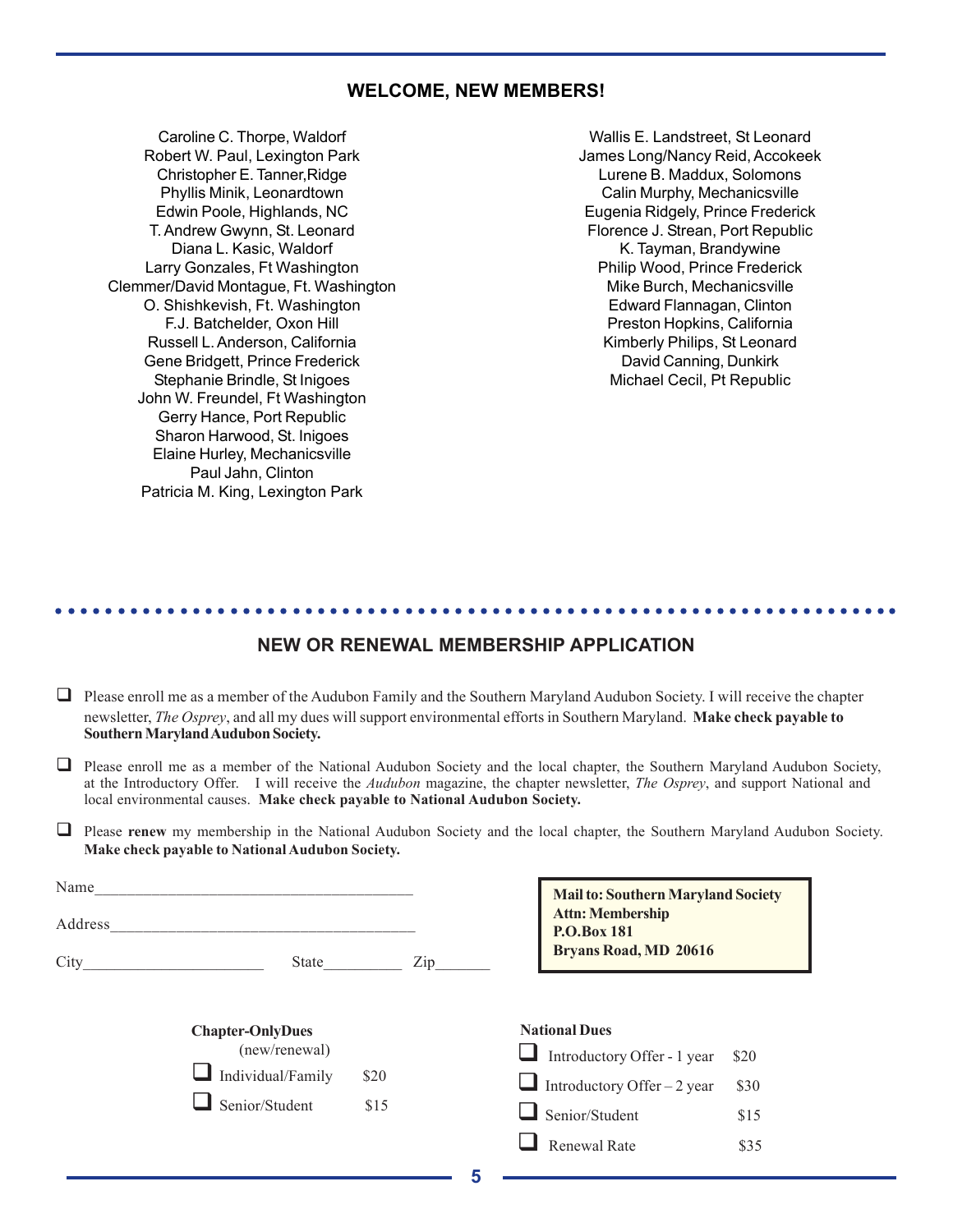## WELCOME, NEW MEMBERS!

Caroline C. Thorpe, Waldorf
Robert W. Paul, Lexington Park
Christopher E. Tanner,Ridge
Phyllis Minik, Leonardtown
Edwin Poole, Highlands, NC
T. Andrew Gwynn, St. Leonard
Diana L. Kasic, Waldorf
Larry Gonzales, Ft Washington
Clemmer/David Montague, Ft. Washington
O. Shishkevish, Ft. Washington
F.J. Batchelder, Oxon Hill
Russell L. Anderson, California
Gene Bridgett, Prince Frederick
Stephanie Brindle, St Inigoes
John W. Freundel, Ft Washington
Gerry Hance, Port Republic
Sharon Harwood, St. Inigoes
Elaine Hurley, Mechanicsville
Paul Jahn, Clinton
Patricia M. King, Lexington Park

Wallis E. Landstreet, St Leonard
James Long/Nancy Reid, Accokeek
Lurene B. Maddux, Solomons
Calin Murphy, Mechanicsville
Eugenia Ridgely, Prince Frederick
Florence J. Strean, Port Republic
K. Tayman, Brandywine
Philip Wood, Prince Frederick
Mike Burch, Mechanicsville
Edward Flannagan, Clinton
Preston Hopkins, California
Kimberly Philips, St Leonard
David Canning, Dunkirk
Michael Cecil, Pt Republic

## NEW OR RENEWAL MEMBERSHIP APPLICATION

- ❑ Please enroll me as a member of the Audubon Family and the Southern Maryland Audubon Society. I will receive the chapter newsletter, *The Osprey*, and all my dues will support environmental efforts in Southern Maryland. **Make check payable to Southern Maryland Audubon Society.**
- ❑ Please enroll me as a member of the National Audubon Society and the local chapter, the Southern Maryland Audubon Society, at the Introductory Offer. I will receive the *Audubon* magazine, the chapter newsletter, *The Osprey*, and support National and local environmental causes. **Make check payable to National Audubon Society.**
- ❑ Please **renew** my membership in the National Audubon Society and the local chapter, the Southern Maryland Audubon Society. **Make check payable to National Audubon Society.**

Name________________________________________

Address_____________________________________

City______________________ State__________ Zip_______

**Mail to: Southern Maryland Society**
**Attn: Membership**
**P.O.Box 181**
**Bryans Road, MD 20616**

**Chapter-OnlyDues**
(new/renewal)

| | |
|---|---|
| ❑ Individual/Family | $20 |
| ❑ Senior/Student | $15 |

**National Dues**

| | |
|---|---|
| ❑ Introductory Offer - 1 year | $20 |
| ❑ Introductory Offer – 2 year | $30 |
| ❑ Senior/Student | $15 |
| ❑ Renewal Rate | $35 |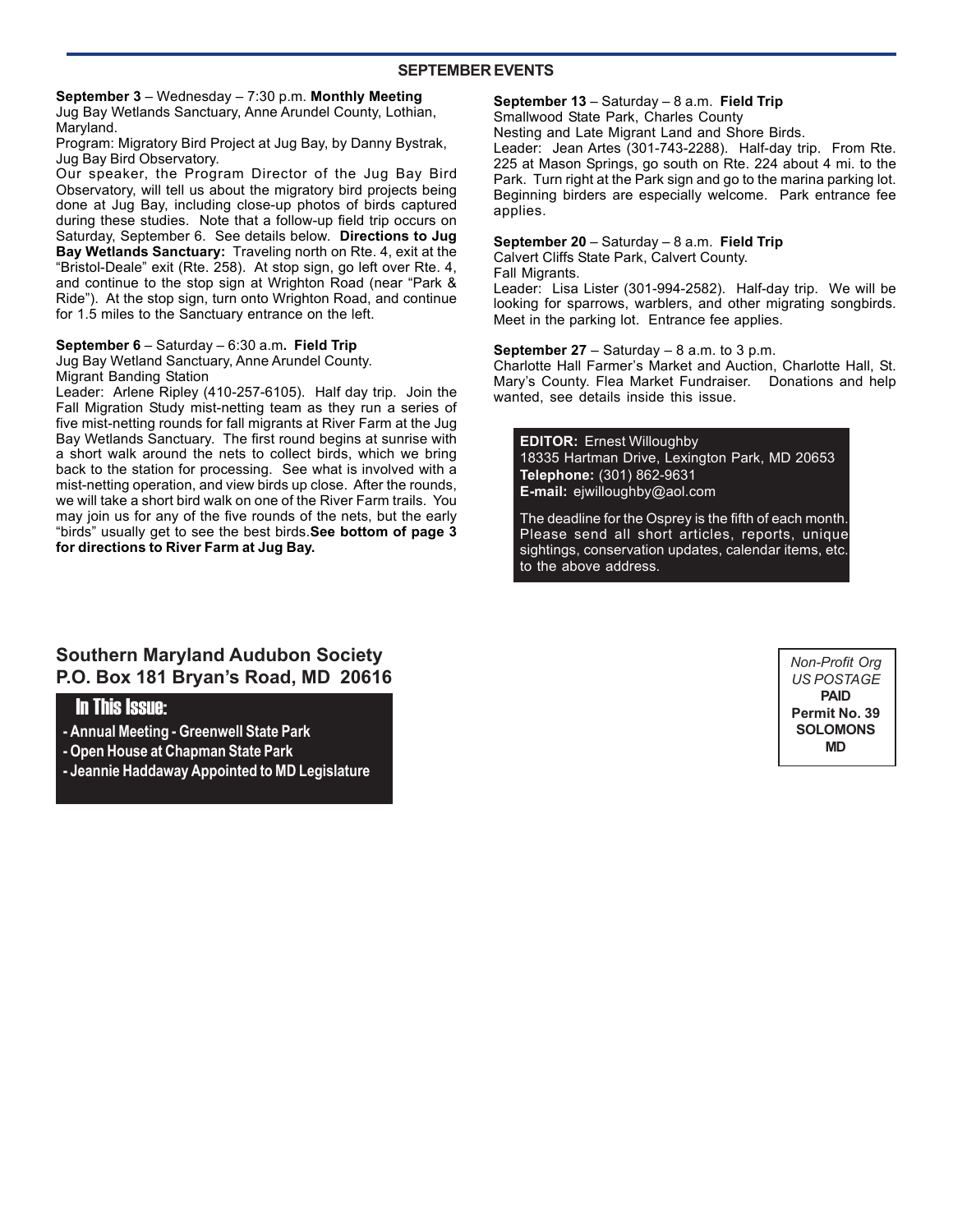## SEPTEMBER EVENTS

**September 3** – Wednesday – 7:30 p.m. **Monthly Meeting**
Jug Bay Wetlands Sanctuary, Anne Arundel County, Lothian, Maryland.
Program: Migratory Bird Project at Jug Bay, by Danny Bystrak, Jug Bay Bird Observatory.
Our speaker, the Program Director of the Jug Bay Bird Observatory, will tell us about the migratory bird projects being done at Jug Bay, including close-up photos of birds captured during these studies. Note that a follow-up field trip occurs on Saturday, September 6. See details below. **Directions to Jug Bay Wetlands Sanctuary:** Traveling north on Rte. 4, exit at the "Bristol-Deale" exit (Rte. 258). At stop sign, go left over Rte. 4, and continue to the stop sign at Wrighton Road (near "Park & Ride"). At the stop sign, turn onto Wrighton Road, and continue for 1.5 miles to the Sanctuary entrance on the left.

**September 6** – Saturday – 6:30 a.m. **Field Trip**
Jug Bay Wetland Sanctuary, Anne Arundel County.
Migrant Banding Station
Leader: Arlene Ripley (410-257-6105). Half day trip. Join the Fall Migration Study mist-netting team as they run a series of five mist-netting rounds for fall migrants at River Farm at the Jug Bay Wetlands Sanctuary. The first round begins at sunrise with a short walk around the nets to collect birds, which we bring back to the station for processing. See what is involved with a mist-netting operation, and view birds up close. After the rounds, we will take a short bird walk on one of the River Farm trails. You may join us for any of the five rounds of the nets, but the early "birds" usually get to see the best birds. **See bottom of page 3 for directions to River Farm at Jug Bay.**

**September 13** – Saturday – 8 a.m. **Field Trip**
Smallwood State Park, Charles County
Nesting and Late Migrant Land and Shore Birds.
Leader: Jean Artes (301-743-2288). Half-day trip. From Rte. 225 at Mason Springs, go south on Rte. 224 about 4 mi. to the Park. Turn right at the Park sign and go to the marina parking lot. Beginning birders are especially welcome. Park entrance fee applies.

**September 20** – Saturday – 8 a.m. **Field Trip**
Calvert Cliffs State Park, Calvert County.
Fall Migrants.
Leader: Lisa Lister (301-994-2582). Half-day trip. We will be looking for sparrows, warblers, and other migrating songbirds. Meet in the parking lot. Entrance fee applies.

**September 27** – Saturday – 8 a.m. to 3 p.m.
Charlotte Hall Farmer's Market and Auction, Charlotte Hall, St. Mary's County. Flea Market Fundraiser. Donations and help wanted, see details inside this issue.

**EDITOR:** Ernest Willoughby
18335 Hartman Drive, Lexington Park, MD 20653
**Telephone:** (301) 862-9631
**E-mail:** ejwilloughby@aol.com

The deadline for the Osprey is the fifth of each month. Please send all short articles, reports, unique sightings, conservation updates, calendar items, etc. to the above address.

**Southern Maryland Audubon Society**
**P.O. Box 181 Bryan's Road, MD 20616**

### In This Issue:

- **Annual Meeting - Greenwell State Park**
- **Open House at Chapman State Park**
- **Jeannie Haddaway Appointed to MD Legislature**

*Non-Profit Org*
*US POSTAGE*
**PAID**
**Permit No. 39**
**SOLOMONS**
**MD**